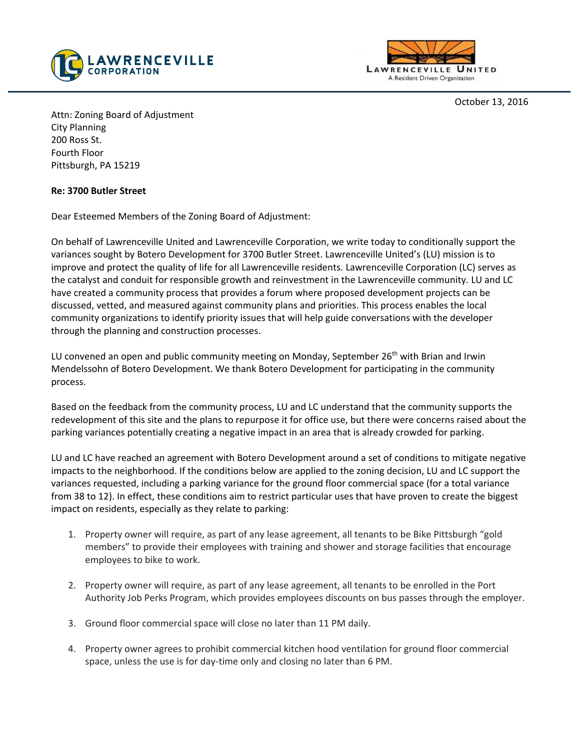LAWRENCEVILLE CORPORATION

LAWRENCEVILLE UNITED
A Resident Driven Organization

October 13, 2016

Attn: Zoning Board of Adjustment
City Planning
200 Ross St.
Fourth Floor
Pittsburgh, PA 15219

**Re: 3700 Butler Street**

Dear Esteemed Members of the Zoning Board of Adjustment:

On behalf of Lawrenceville United and Lawrenceville Corporation, we write today to conditionally support the variances sought by Botero Development for 3700 Butler Street. Lawrenceville United's (LU) mission is to improve and protect the quality of life for all Lawrenceville residents. Lawrenceville Corporation (LC) serves as the catalyst and conduit for responsible growth and reinvestment in the Lawrenceville community. LU and LC have created a community process that provides a forum where proposed development projects can be discussed, vetted, and measured against community plans and priorities. This process enables the local community organizations to identify priority issues that will help guide conversations with the developer through the planning and construction processes.

LU convened an open and public community meeting on Monday, September 26th with Brian and Irwin Mendelssohn of Botero Development. We thank Botero Development for participating in the community process.

Based on the feedback from the community process, LU and LC understand that the community supports the redevelopment of this site and the plans to repurpose it for office use, but there were concerns raised about the parking variances potentially creating a negative impact in an area that is already crowded for parking.

LU and LC have reached an agreement with Botero Development around a set of conditions to mitigate negative impacts to the neighborhood. If the conditions below are applied to the zoning decision, LU and LC support the variances requested, including a parking variance for the ground floor commercial space (for a total variance from 38 to 12). In effect, these conditions aim to restrict particular uses that have proven to create the biggest impact on residents, especially as they relate to parking:

1. Property owner will require, as part of any lease agreement, all tenants to be Bike Pittsburgh "gold members" to provide their employees with training and shower and storage facilities that encourage employees to bike to work.

2. Property owner will require, as part of any lease agreement, all tenants to be enrolled in the Port Authority Job Perks Program, which provides employees discounts on bus passes through the employer.

3. Ground floor commercial space will close no later than 11 PM daily.

4. Property owner agrees to prohibit commercial kitchen hood ventilation for ground floor commercial space, unless the use is for day-time only and closing no later than 6 PM.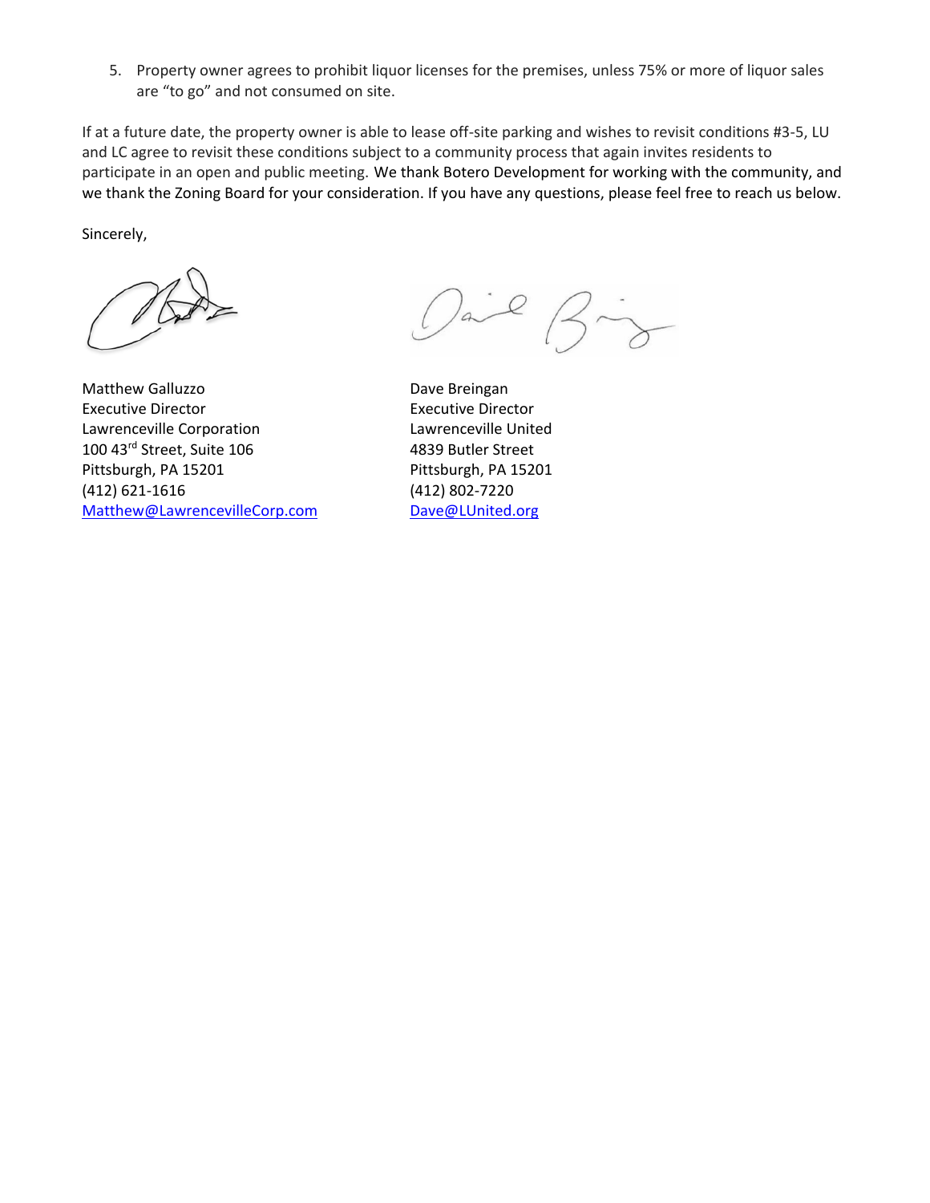5. Property owner agrees to prohibit liquor licenses for the premises, unless 75% or more of liquor sales are "to go" and not consumed on site.

If at a future date, the property owner is able to lease off-site parking and wishes to revisit conditions #3-5, LU and LC agree to revisit these conditions subject to a community process that again invites residents to participate in an open and public meeting. We thank Botero Development for working with the community, and we thank the Zoning Board for your consideration. If you have any questions, please feel free to reach us below.

Sincerely,

Matthew Galluzzo
Executive Director
Lawrenceville Corporation
100 43rd Street, Suite 106
Pittsburgh, PA 15201
(412) 621-1616
Matthew@LawrencevilleCorp.com

Dave Breingan
Executive Director
Lawrenceville United
4839 Butler Street
Pittsburgh, PA 15201
(412) 802-7220
Dave@LUnited.org